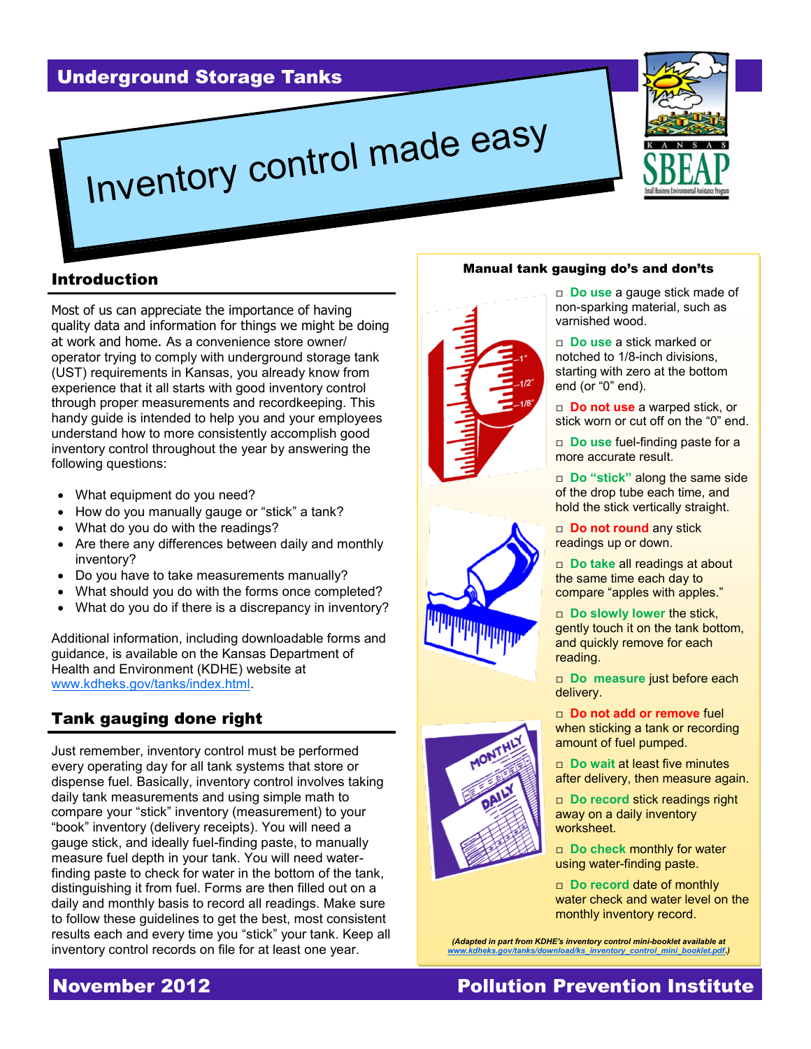Underground Storage Tanks

# Inventory control made easy

## Introduction

Most of us can appreciate the importance of having quality data and information for things we might be doing at work and home. As a convenience store owner/ operator trying to comply with underground storage tank (UST) requirements in Kansas, you already know from experience that it all starts with good inventory control through proper measurements and recordkeeping. This handy guide is intended to help you and your employees understand how to more consistently accomplish good inventory control throughout the year by answering the following questions:

- What equipment do you need?
- How do you manually gauge or "stick" a tank?
- What do you do with the readings?
- Are there any differences between daily and monthly inventory?
- Do you have to take measurements manually?
- What should you do with the forms once completed?
- What do you do if there is a discrepancy in inventory?

Additional information, including downloadable forms and guidance, is available on the Kansas Department of Health and Environment (KDHE) website at [www.kdheks.gov/tanks/index.html](www.kdheks.gov/tanks/index.html).

## Tank gauging done right

Just remember, inventory control must be performed every operating day for all tank systems that store or dispense fuel. Basically, inventory control involves taking daily tank measurements and using simple math to compare your "stick" inventory (measurement) to your "book" inventory (delivery receipts). You will need a gauge stick, and ideally fuel-finding paste, to manually measure fuel depth in your tank. You will need water-finding paste to check for water in the bottom of the tank, distinguishing it from fuel. Forms are then filled out on a daily and monthly basis to record all readings. Make sure to follow these guidelines to get the best, most consistent results each and every time you "stick" your tank. Keep all inventory control records on file for at least one year.

### Manual tank gauging do's and don'ts

- ☐ **Do use** a gauge stick made of non-sparking material, such as varnished wood.
- ☐ **Do use** a stick marked or notched to 1/8-inch divisions, starting with zero at the bottom end (or "0" end).
- ☐ **Do not use** a warped stick, or stick worn or cut off on the "0" end.
- ☐ **Do use** fuel-finding paste for a more accurate result.
- ☐ **Do "stick"** along the same side of the drop tube each time, and hold the stick vertically straight.
- ☐ **Do not round** any stick readings up or down.
- ☐ **Do take** all readings at about the same time each day to compare "apples with apples."
- ☐ **Do slowly lower** the stick, gently touch it on the tank bottom, and quickly remove for each reading.
- ☐ **Do measure** just before each delivery.
- ☐ **Do not add or remove** fuel when sticking a tank or recording amount of fuel pumped.
- ☐ **Do wait** at least five minutes after delivery, then measure again.
- ☐ **Do record** stick readings right away on a daily inventory worksheet.
- ☐ **Do check** monthly for water using water-finding paste.
- ☐ **Do record** date of monthly water check and water level on the monthly inventory record.

*(Adapted in part from KDHE's inventory control mini-booklet available at [www.kdheks.gov/tanks/download/ks_inventory_control_mini_booklet.pdf](www.kdheks.gov/tanks/download/ks_inventory_control_mini_booklet.pdf).)*

November 2012 — Pollution Prevention Institute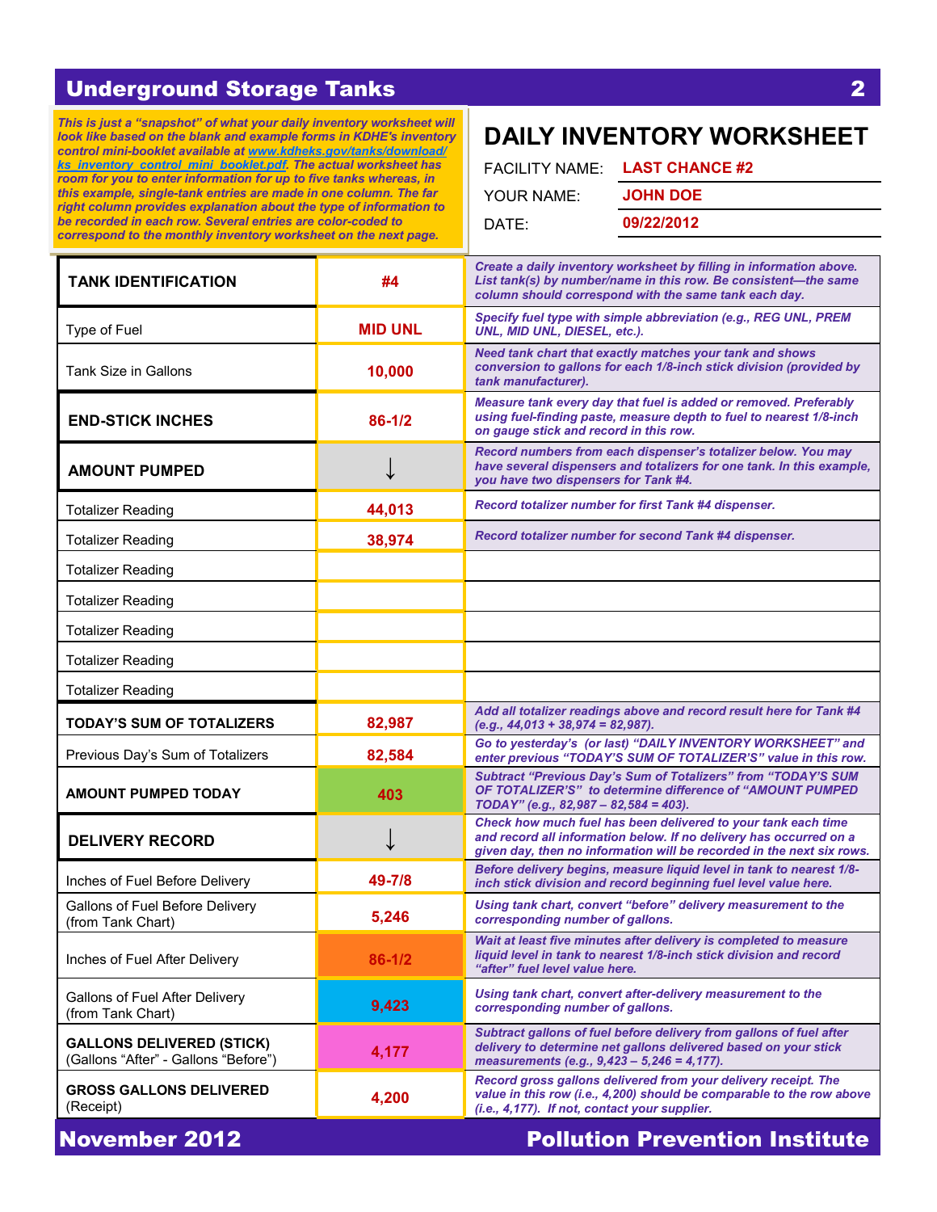## Underground Storage Tanks

*This is just a "snapshot" of what your daily inventory worksheet will look like based on the blank and example forms in KDHE's inventory control mini-booklet available at www.kdheks.gov/tanks/download/ks_inventory_control_mini_booklet.pdf. The actual worksheet has room for you to enter information for up to five tanks whereas, in this example, single-tank entries are made in one column. The far right column provides explanation about the type of information to be recorded in each row. Several entries are color-coded to correspond to the monthly inventory worksheet on the next page.*

# DAILY INVENTORY WORKSHEET

FACILITY NAME: **LAST CHANCE #2**

YOUR NAME: **JOHN DOE**

DATE: **09/22/2012**

| | | |
|---|---|---|
| **TANK IDENTIFICATION** | **#4** | *Create a daily inventory worksheet by filling in information above. List tank(s) by number/name in this row. Be consistent—the same column should correspond with the same tank each day.* |
| Type of Fuel | **MID UNL** | *Specify fuel type with simple abbreviation (e.g., REG UNL, PREM UNL, MID UNL, DIESEL, etc.).* |
| Tank Size in Gallons | **10,000** | *Need tank chart that exactly matches your tank and shows conversion to gallons for each 1/8-inch stick division (provided by tank manufacturer).* |
| **END-STICK INCHES** | **86-1/2** | *Measure tank every day that fuel is added or removed. Preferably using fuel-finding paste, measure depth to fuel to nearest 1/8-inch on gauge stick and record in this row.* |
| **AMOUNT PUMPED** | ↓ | *Record numbers from each dispenser's totalizer below. You may have several dispensers and totalizers for one tank. In this example, you have two dispensers for Tank #4.* |
| Totalizer Reading | **44,013** | *Record totalizer number for first Tank #4 dispenser.* |
| Totalizer Reading | **38,974** | *Record totalizer number for second Tank #4 dispenser.* |
| Totalizer Reading | | |
| Totalizer Reading | | |
| Totalizer Reading | | |
| Totalizer Reading | | |
| Totalizer Reading | | |
| **TODAY'S SUM OF TOTALIZERS** | **82,987** | *Add all totalizer readings above and record result here for Tank #4 (e.g., 44,013 + 38,974 = 82,987).* |
| Previous Day's Sum of Totalizers | **82,584** | *Go to yesterday's (or last) "DAILY INVENTORY WORKSHEET" and enter previous "TODAY'S SUM OF TOTALIZER'S" value in this row.* |
| **AMOUNT PUMPED TODAY** | **403** | *Subtract "Previous Day's Sum of Totalizers" from "TODAY'S SUM OF TOTALIZER'S" to determine difference of "AMOUNT PUMPED TODAY" (e.g., 82,987 – 82,584 = 403).* |
| **DELIVERY RECORD** | ↓ | *Check how much fuel has been delivered to your tank each time and record all information below. If no delivery has occurred on a given day, then no information will be recorded in the next six rows.* |
| Inches of Fuel Before Delivery | **49-7/8** | *Before delivery begins, measure liquid level in tank to nearest 1/8-inch stick division and record beginning fuel level value here.* |
| Gallons of Fuel Before Delivery (from Tank Chart) | **5,246** | *Using tank chart, convert "before" delivery measurement to the corresponding number of gallons.* |
| Inches of Fuel After Delivery | **86-1/2** | *Wait at least five minutes after delivery is completed to measure liquid level in tank to nearest 1/8-inch stick division and record "after" fuel level value here.* |
| Gallons of Fuel After Delivery (from Tank Chart) | **9,423** | *Using tank chart, convert after-delivery measurement to the corresponding number of gallons.* |
| **GALLONS DELIVERED (STICK)** (Gallons "After" - Gallons "Before") | **4,177** | *Subtract gallons of fuel before delivery from gallons of fuel after delivery to determine net gallons delivered based on your stick measurements (e.g., 9,423 – 5,246 = 4,177).* |
| **GROSS GALLONS DELIVERED** (Receipt) | **4,200** | *Record gross gallons delivered from your delivery receipt. The value in this row (i.e., 4,200) should be comparable to the row above (i.e., 4,177). If not, contact your supplier.* |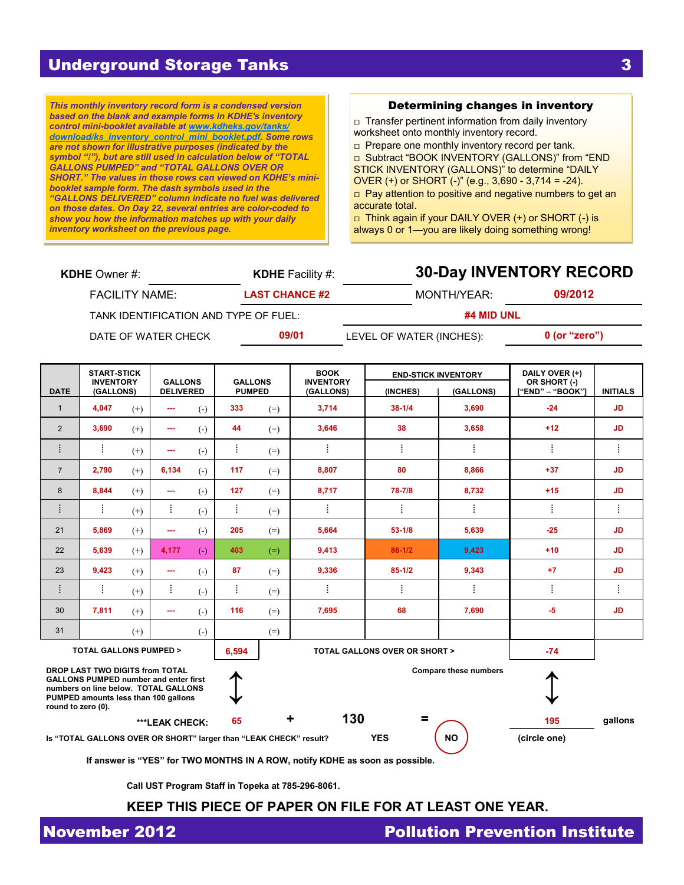*This monthly inventory record form is a condensed version based on the blank and example forms in KDHE's inventory control mini-booklet available at www.kdheks.gov/tanks/download/ks_inventory_control_mini_booklet.pdf. Some rows are not shown for illustrative purposes (indicated by the symbol "⋮"), but are still used in calculation below of "TOTAL GALLONS PUMPED" and "TOTAL GALLONS OVER OR SHORT." The values in those rows can viewed on KDHE's mini-booklet sample form. The dash symbols used in the "GALLONS DELIVERED" column indicate no fuel was delivered on those dates. On Day 22, several entries are color-coded to show you how the information matches up with your daily inventory worksheet on the previous page.*

### Determining changes in inventory

- Transfer pertinent information from daily inventory worksheet onto monthly inventory record.
- Prepare one monthly inventory record per tank.
- Subtract "BOOK INVENTORY (GALLONS)" from "END STICK INVENTORY (GALLONS)" to determine "DAILY OVER (+) or SHORT (-)" (e.g., 3,690 - 3,714 = -24).
- Pay attention to positive and negative numbers to get an accurate total.
- Think again if your DAILY OVER (+) or SHORT (-) is always 0 or 1—you are likely doing something wrong!

## 30-Day INVENTORY RECORD

**KDHE** Owner #: ______ **KDHE** Facility #: ______

FACILITY NAME: **LAST CHANCE #2** MONTH/YEAR: **09/2012**

TANK IDENTIFICATION AND TYPE OF FUEL: **#4 MID UNL**

DATE OF WATER CHECK **09/01** LEVEL OF WATER (INCHES): **0 (or "zero")**

| DATE | START-STICK INVENTORY (GALLONS) | | GALLONS DELIVERED | | GALLONS PUMPED | | BOOK INVENTORY (GALLONS) | END-STICK INVENTORY | | DAILY OVER (+) OR SHORT (-) ["END" – "BOOK"] | INITIALS |
|---|---|---|---|---|---|---|---|---|---|---|---|
| | | | | | | | | (INCHES) | (GALLONS) | | |
| 1 | 4,047 | (+) | --- | (-) | 333 | (=) | 3,714 | 38-1/4 | 3,690 | -24 | JD |
| 2 | 3,690 | (+) | --- | (-) | 44 | (=) | 3,646 | 38 | 3,658 | +12 | JD |
| ⋮ | ⋮ | (+) | --- | (-) | ⋮ | (=) | ⋮ | ⋮ | ⋮ | ⋮ | ⋮ |
| 7 | 2,790 | (+) | 6,134 | (-) | 117 | (=) | 8,807 | 80 | 8,866 | +37 | JD |
| 8 | 8,844 | (+) | --- | (-) | 127 | (=) | 8,717 | 78-7/8 | 8,732 | +15 | JD |
| ⋮ | ⋮ | (+) | ⋮ | (-) | ⋮ | (=) | ⋮ | ⋮ | ⋮ | ⋮ | ⋮ |
| 21 | 5,869 | (+) | --- | (-) | 205 | (=) | 5,664 | 53-1/8 | 5,639 | -25 | JD |
| 22 | 5,639 | (+) | 4,177 | (-) | 403 | (=) | 9,413 | 86-1/2 | 9,423 | +10 | JD |
| 23 | 9,423 | (+) | --- | (-) | 87 | (=) | 9,336 | 85-1/2 | 9,343 | +7 | JD |
| ⋮ | ⋮ | (+) | ⋮ | (-) | ⋮ | (=) | ⋮ | ⋮ | ⋮ | ⋮ | ⋮ |
| 30 | 7,811 | (+) | --- | (-) | 116 | (=) | 7,695 | 68 | 7,690 | -5 | JD |
| 31 | | (+) | | (-) | | (=) | | | | | |

**TOTAL GALLONS PUMPED >** 6,594 **TOTAL GALLONS OVER OR SHORT >** -74

**DROP LAST TWO DIGITS from TOTAL GALLONS PUMPED number and enter first numbers on line below. TOTAL GALLONS PUMPED amounts less than 100 gallons round to zero (0).**

**Compare these numbers**

**\*\*\*LEAK CHECK:** 65 **+ 130 =** 195 gallons

**Is "TOTAL GALLONS OVER OR SHORT" larger than "LEAK CHECK" result?** YES / **NO** (circled) (circle one)

**If answer is "YES" for TWO MONTHS IN A ROW, notify KDHE as soon as possible.**

**Call UST Program Staff in Topeka at 785-296-8061.**

**KEEP THIS PIECE OF PAPER ON FILE FOR AT LEAST ONE YEAR.**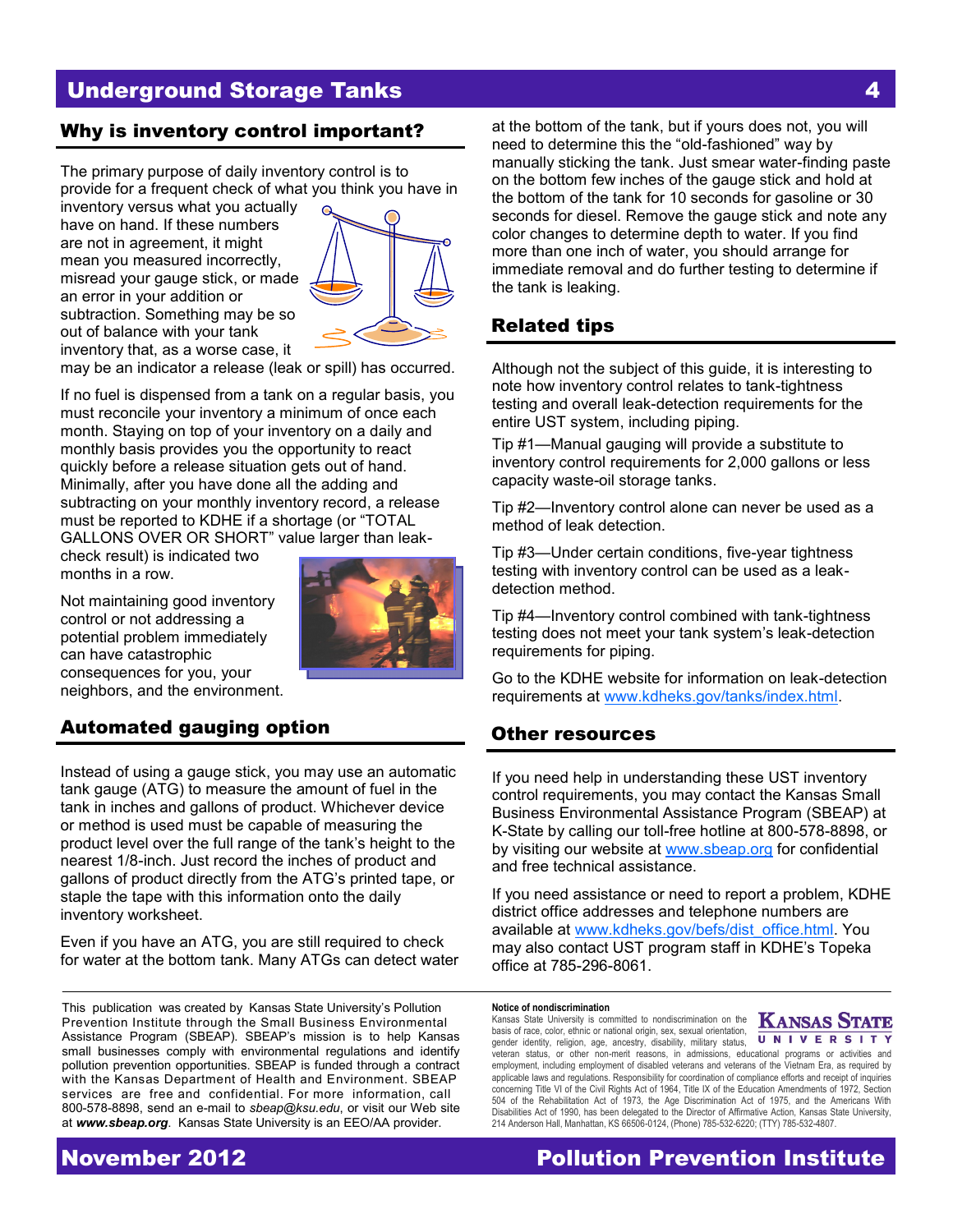# Underground Storage Tanks

## Why is inventory control important?

The primary purpose of daily inventory control is to provide for a frequent check of what you think you have in inventory versus what you actually have on hand. If these numbers are not in agreement, it might mean you measured incorrectly, misread your gauge stick, or made an error in your addition or subtraction. Something may be so out of balance with your tank inventory that, as a worse case, it may be an indicator a release (leak or spill) has occurred.

If no fuel is dispensed from a tank on a regular basis, you must reconcile your inventory a minimum of once each month. Staying on top of your inventory on a daily and monthly basis provides you the opportunity to react quickly before a release situation gets out of hand. Minimally, after you have done all the adding and subtracting on your monthly inventory record, a release must be reported to KDHE if a shortage (or "TOTAL GALLONS OVER OR SHORT" value larger than leak-check result) is indicated two months in a row.

Not maintaining good inventory control or not addressing a potential problem immediately can have catastrophic consequences for you, your neighbors, and the environment.

## Automated gauging option

Instead of using a gauge stick, you may use an automatic tank gauge (ATG) to measure the amount of fuel in the tank in inches and gallons of product. Whichever device or method is used must be capable of measuring the product level over the full range of the tank's height to the nearest 1/8-inch. Just record the inches of product and gallons of product directly from the ATG's printed tape, or staple the tape with this information onto the daily inventory worksheet.

Even if you have an ATG, you are still required to check for water at the bottom tank. Many ATGs can detect water at the bottom of the tank, but if yours does not, you will need to determine this the "old-fashioned" way by manually sticking the tank. Just smear water-finding paste on the bottom few inches of the gauge stick and hold at the bottom of the tank for 10 seconds for gasoline or 30 seconds for diesel. Remove the gauge stick and note any color changes to determine depth to water. If you find more than one inch of water, you should arrange for immediate removal and do further testing to determine if the tank is leaking.

## Related tips

Although not the subject of this guide, it is interesting to note how inventory control relates to tank-tightness testing and overall leak-detection requirements for the entire UST system, including piping.

Tip #1—Manual gauging will provide a substitute to inventory control requirements for 2,000 gallons or less capacity waste-oil storage tanks.

Tip #2—Inventory control alone can never be used as a method of leak detection.

Tip #3—Under certain conditions, five-year tightness testing with inventory control can be used as a leak-detection method.

Tip #4—Inventory control combined with tank-tightness testing does not meet your tank system's leak-detection requirements for piping.

Go to the KDHE website for information on leak-detection requirements at www.kdheks.gov/tanks/index.html.

## Other resources

If you need help in understanding these UST inventory control requirements, you may contact the Kansas Small Business Environmental Assistance Program (SBEAP) at K-State by calling our toll-free hotline at 800-578-8898, or by visiting our website at www.sbeap.org for confidential and free technical assistance.

If you need assistance or need to report a problem, KDHE district office addresses and telephone numbers are available at www.kdheks.gov/befs/dist_office.html. You may also contact UST program staff in KDHE's Topeka office at 785-296-8061.

---

This publication was created by Kansas State University's Pollution Prevention Institute through the Small Business Environmental Assistance Program (SBEAP). SBEAP's mission is to help Kansas small businesses comply with environmental regulations and identify pollution prevention opportunities. SBEAP is funded through a contract with the Kansas Department of Health and Environment. SBEAP services are free and confidential. For more information, call 800-578-8898, send an e-mail to *sbeap@ksu.edu*, or visit our Web site at ***www.sbeap.org***. Kansas State University is an EEO/AA provider.

**Notice of nondiscrimination**

Kansas State University is committed to nondiscrimination on the basis of race, color, ethnic or national origin, sex, sexual orientation, gender identity, religion, age, ancestry, disability, military status, veteran status, or other non-merit reasons, in admissions, educational programs or activities and employment, including employment of disabled veterans and veterans of the Vietnam Era, as required by applicable laws and regulations. Responsibility for coordination of compliance efforts and receipt of inquiries concerning Title VI of the Civil Rights Act of 1964, Title IX of the Education Amendments of 1972, Section 504 of the Rehabilitation Act of 1973, the Age Discrimination Act of 1975, and the Americans With Disabilities Act of 1990, has been delegated to the Director of Affirmative Action, Kansas State University, 214 Anderson Hall, Manhattan, KS 66506-0124, (Phone) 785-532-6220; (TTY) 785-532-4807.

KANSAS STATE UNIVERSITY

November 2012 — Pollution Prevention Institute